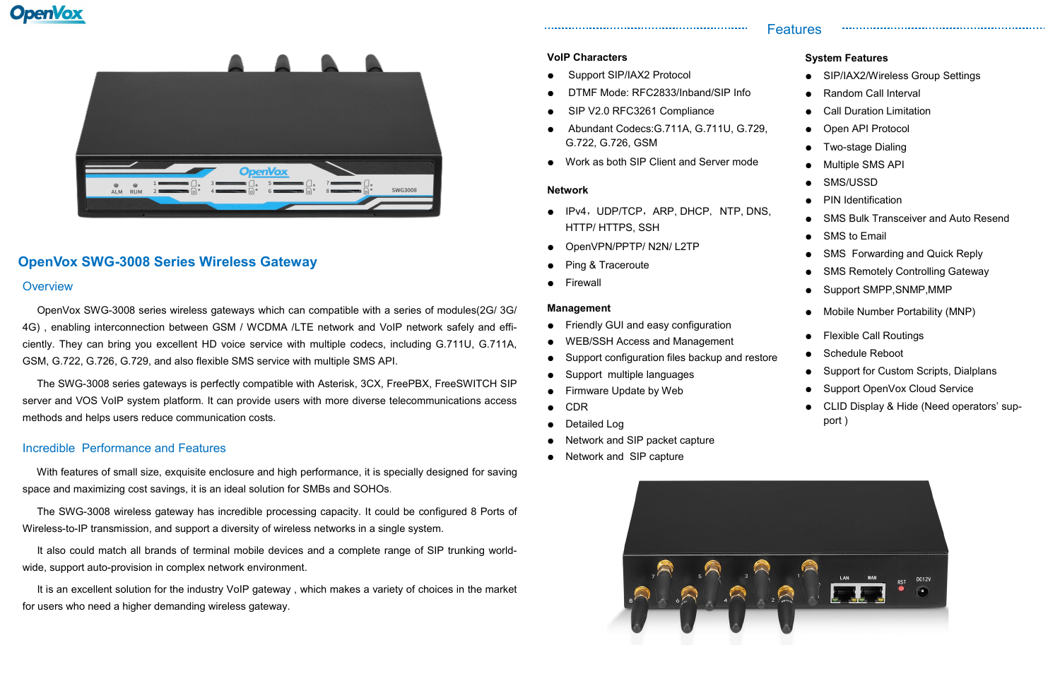# OpenVox SWG-3008 Series Wireless Gateway

## Overview

OpenVox SWG-3008 series wireless gateways which can compatible with a series of modules(2G/ 3G/ 4G) , enabling interconnection between GSM / WCDMA /LTE network and VoIP network safely and efficiently. They can bring you excellent HD voice service with multiple codecs, including G.711U, G.711A, GSM, G.722, G.726, G.729, and also flexible SMS service with multiple SMS API.

The SWG-3008 series gateways is perfectly compatible with Asterisk, 3CX, FreePBX, FreeSWITCH SIP server and VOS VoIP system platform. It can provide users with more diverse telecommunications access methods and helps users reduce communication costs.

## Incredible Performance and Features

With features of small size, exquisite enclosure and high performance, it is specially designed for saving space and maximizing cost savings, it is an ideal solution for SMBs and SOHOs.

The SWG-3008 wireless gateway has incredible processing capacity. It could be configured 8 Ports of Wireless-to-IP transmission, and support a diversity of wireless networks in a single system.

It also could match all brands of terminal mobile devices and a complete range of SIP trunking worldwide, support auto-provision in complex network environment.

It is an excellent solution for the industry VoIP gateway , which makes a variety of choices in the market for users who need a higher demanding wireless gateway.

## Features

### VoIP Characters

- Support SIP/IAX2 Protocol
- DTMF Mode: RFC2833/Inband/SIP Info
- SIP V2.0 RFC3261 Compliance
- Abundant Codecs:G.711A, G.711U, G.729, G.722, G.726, GSM
- Work as both SIP Client and Server mode

### Network

- IPv4，UDP/TCP，ARP, DHCP，NTP, DNS, HTTP/ HTTPS, SSH
- OpenVPN/PPTP/ N2N/ L2TP
- Ping & Traceroute
- Firewall

### Management

- Friendly GUI and easy configuration
- WEB/SSH Access and Management
- Support configuration files backup and restore
- Support multiple languages
- Firmware Update by Web
- CDR
- Detailed Log
- Network and SIP packet capture
- Network and SIP capture

### System Features

- SIP/IAX2/Wireless Group Settings
- Random Call Interval
- Call Duration Limitation
- Open API Protocol
- Two-stage Dialing
- Multiple SMS API
- SMS/USSD
- PIN Identification
- SMS Bulk Transceiver and Auto Resend
- SMS to Email
- SMS Forwarding and Quick Reply
- SMS Remotely Controlling Gateway
- Support SMPP,SNMP,MMP
- Mobile Number Portability (MNP)
- Flexible Call Routings
- Schedule Reboot
- Support for Custom Scripts, Dialplans
- Support OpenVox Cloud Service
- CLID Display & Hide (Need operators' support )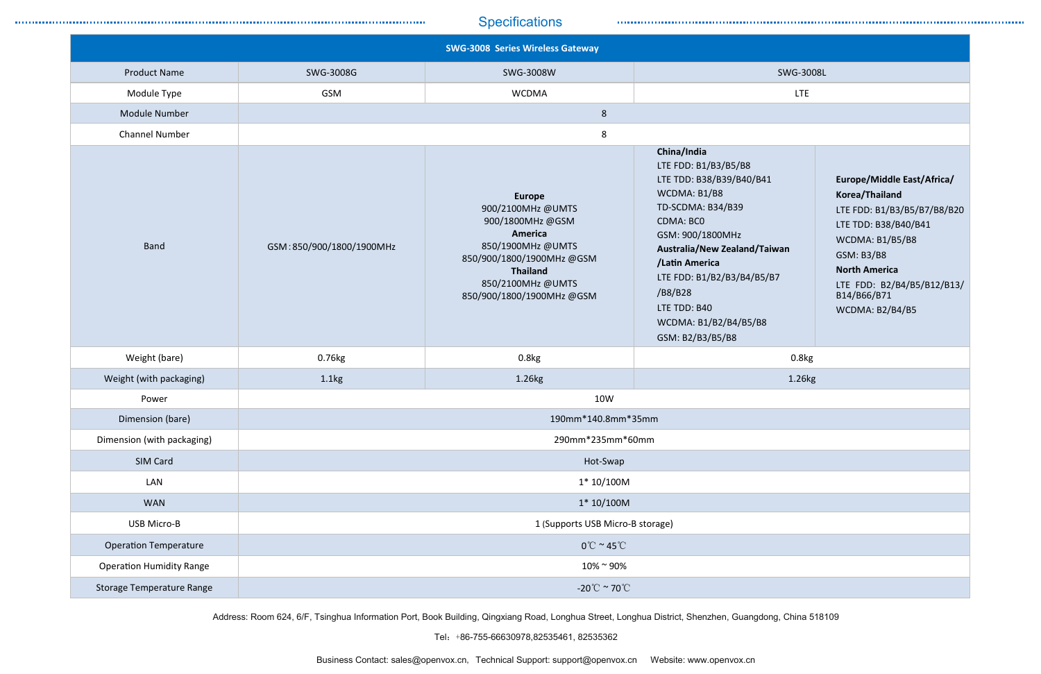## Specifications

| SWG-3008 Series Wireless Gateway | | | | |
|---|---|---|---|---|
| Product Name | SWG-3008G | SWG-3008W | SWG-3008L | |
| Module Type | GSM | WCDMA | LTE | |
| Module Number | 8 | | | |
| Channel Number | 8 | | | |
| Band | GSM：850/900/1800/1900MHz | **Europe**<br>900/2100MHz @UMTS<br>900/1800MHz @GSM<br>**America**<br>850/1900MHz @UMTS<br>850/900/1800/1900MHz @GSM<br>**Thailand**<br>850/2100MHz @UMTS<br>850/900/1800/1900MHz @GSM | **China/India**<br>LTE FDD: B1/B3/B5/B8<br>LTE TDD: B38/B39/B40/B41<br>WCDMA: B1/B8<br>TD-SCDMA: B34/B39<br>CDMA: BC0<br>GSM: 900/1800MHz<br>**Australia/New Zealand/Taiwan /Latin America**<br>LTE FDD: B1/B2/B3/B4/B5/B7 /B8/B28<br>LTE TDD: B40<br>WCDMA: B1/B2/B4/B5/B8<br>GSM: B2/B3/B5/B8 | **Europe/Middle East/Africa/ Korea/Thailand**<br>LTE FDD: B1/B3/B5/B7/B8/B20<br>LTE TDD: B38/B40/B41<br>WCDMA: B1/B5/B8<br>GSM: B3/B8<br>**North America**<br>LTE FDD: B2/B4/B5/B12/B13/ B14/B66/B71<br>WCDMA: B2/B4/B5 |
| Weight (bare) | 0.76kg | 0.8kg | 0.8kg | |
| Weight (with packaging) | 1.1kg | 1.26kg | 1.26kg | |
| Power | 10W | | | |
| Dimension (bare) | 190mm*140.8mm*35mm | | | |
| Dimension (with packaging) | 290mm*235mm*60mm | | | |
| SIM Card | Hot-Swap | | | |
| LAN | 1* 10/100M | | | |
| WAN | 1* 10/100M | | | |
| USB Micro-B | 1 (Supports USB Micro-B storage) | | | |
| Operation Temperature | 0℃ ~ 45℃ | | | |
| Operation Humidity Range | 10% ~ 90% | | | |
| Storage Temperature Range | -20℃ ~ 70℃ | | | |

Address: Room 624, 6/F, Tsinghua Information Port, Book Building, Qingxiang Road, Longhua Street, Longhua District, Shenzhen, Guangdong, China 518109

Tel：+86-755-66630978,82535461, 82535362

Business Contact: sales@openvox.cn, Technical Support: support@openvox.cn Website: www.openvox.cn